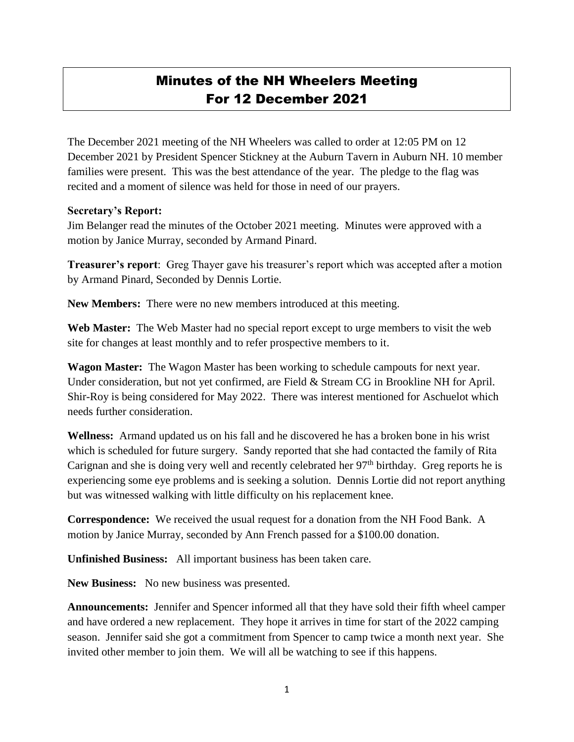# Minutes of the NH Wheelers Meeting
# For 12 December 2021

The December 2021 meeting of the NH Wheelers was called to order at 12:05 PM on 12 December 2021 by President Spencer Stickney at the Auburn Tavern in Auburn NH. 10 member families were present. This was the best attendance of the year. The pledge to the flag was recited and a moment of silence was held for those in need of our prayers.

**Secretary's Report:**
Jim Belanger read the minutes of the October 2021 meeting. Minutes were approved with a motion by Janice Murray, seconded by Armand Pinard.

**Treasurer's report**: Greg Thayer gave his treasurer's report which was accepted after a motion by Armand Pinard, Seconded by Dennis Lortie.

**New Members:** There were no new members introduced at this meeting.

**Web Master:** The Web Master had no special report except to urge members to visit the web site for changes at least monthly and to refer prospective members to it.

**Wagon Master:** The Wagon Master has been working to schedule campouts for next year. Under consideration, but not yet confirmed, are Field & Stream CG in Brookline NH for April. Shir-Roy is being considered for May 2022. There was interest mentioned for Aschuelot which needs further consideration.

**Wellness:** Armand updated us on his fall and he discovered he has a broken bone in his wrist which is scheduled for future surgery. Sandy reported that she had contacted the family of Rita Carignan and she is doing very well and recently celebrated her 97th birthday. Greg reports he is experiencing some eye problems and is seeking a solution. Dennis Lortie did not report anything but was witnessed walking with little difficulty on his replacement knee.

**Correspondence:** We received the usual request for a donation from the NH Food Bank. A motion by Janice Murray, seconded by Ann French passed for a $100.00 donation.

**Unfinished Business:** All important business has been taken care.

**New Business:** No new business was presented.

**Announcements:** Jennifer and Spencer informed all that they have sold their fifth wheel camper and have ordered a new replacement. They hope it arrives in time for start of the 2022 camping season. Jennifer said she got a commitment from Spencer to camp twice a month next year. She invited other member to join them. We will all be watching to see if this happens.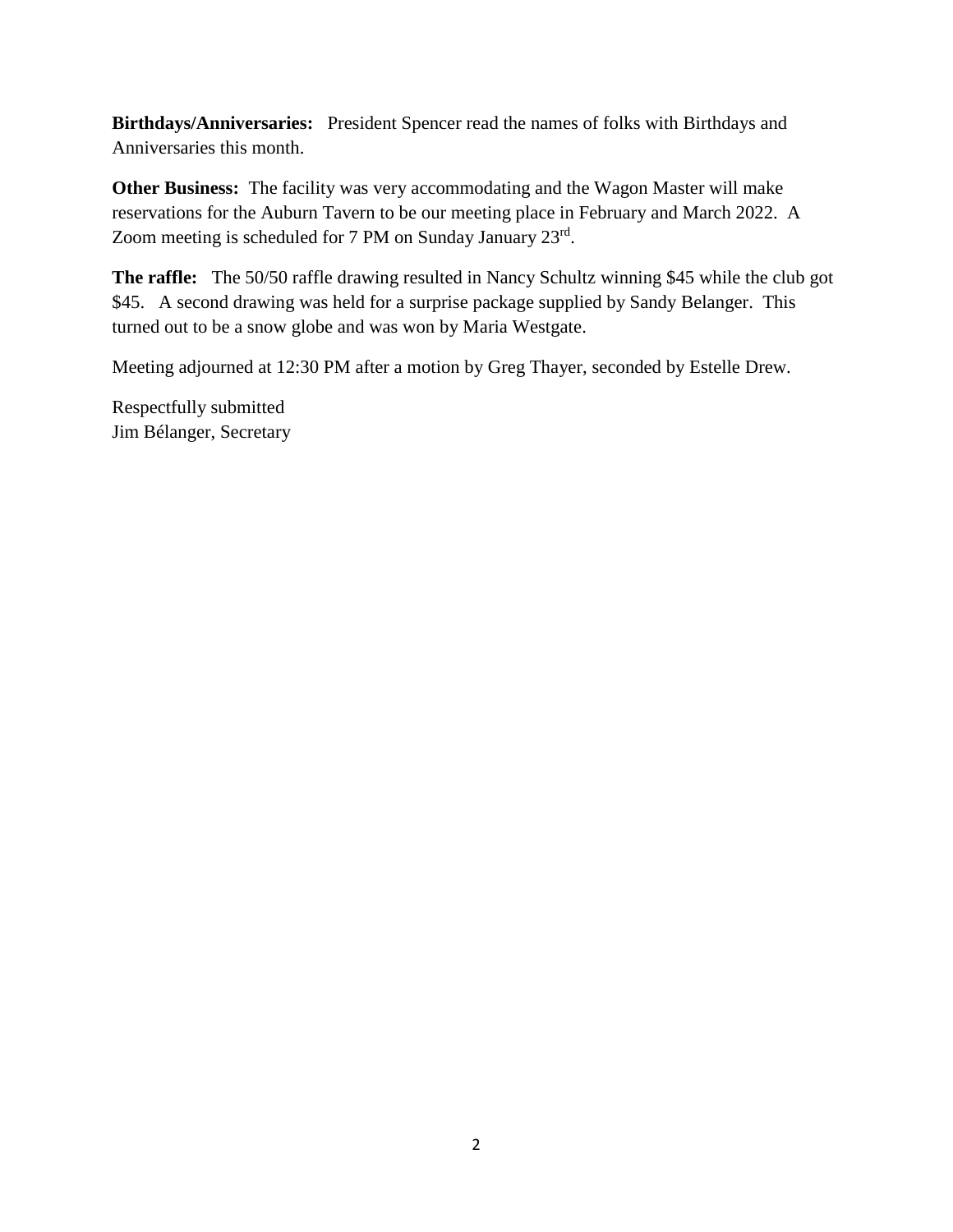**Birthdays/Anniversaries:** President Spencer read the names of folks with Birthdays and Anniversaries this month.

**Other Business:** The facility was very accommodating and the Wagon Master will make reservations for the Auburn Tavern to be our meeting place in February and March 2022. A Zoom meeting is scheduled for 7 PM on Sunday January 23rd.

**The raffle:** The 50/50 raffle drawing resulted in Nancy Schultz winning $45 while the club got $45. A second drawing was held for a surprise package supplied by Sandy Belanger. This turned out to be a snow globe and was won by Maria Westgate.

Meeting adjourned at 12:30 PM after a motion by Greg Thayer, seconded by Estelle Drew.

Respectfully submitted
Jim Bélanger, Secretary